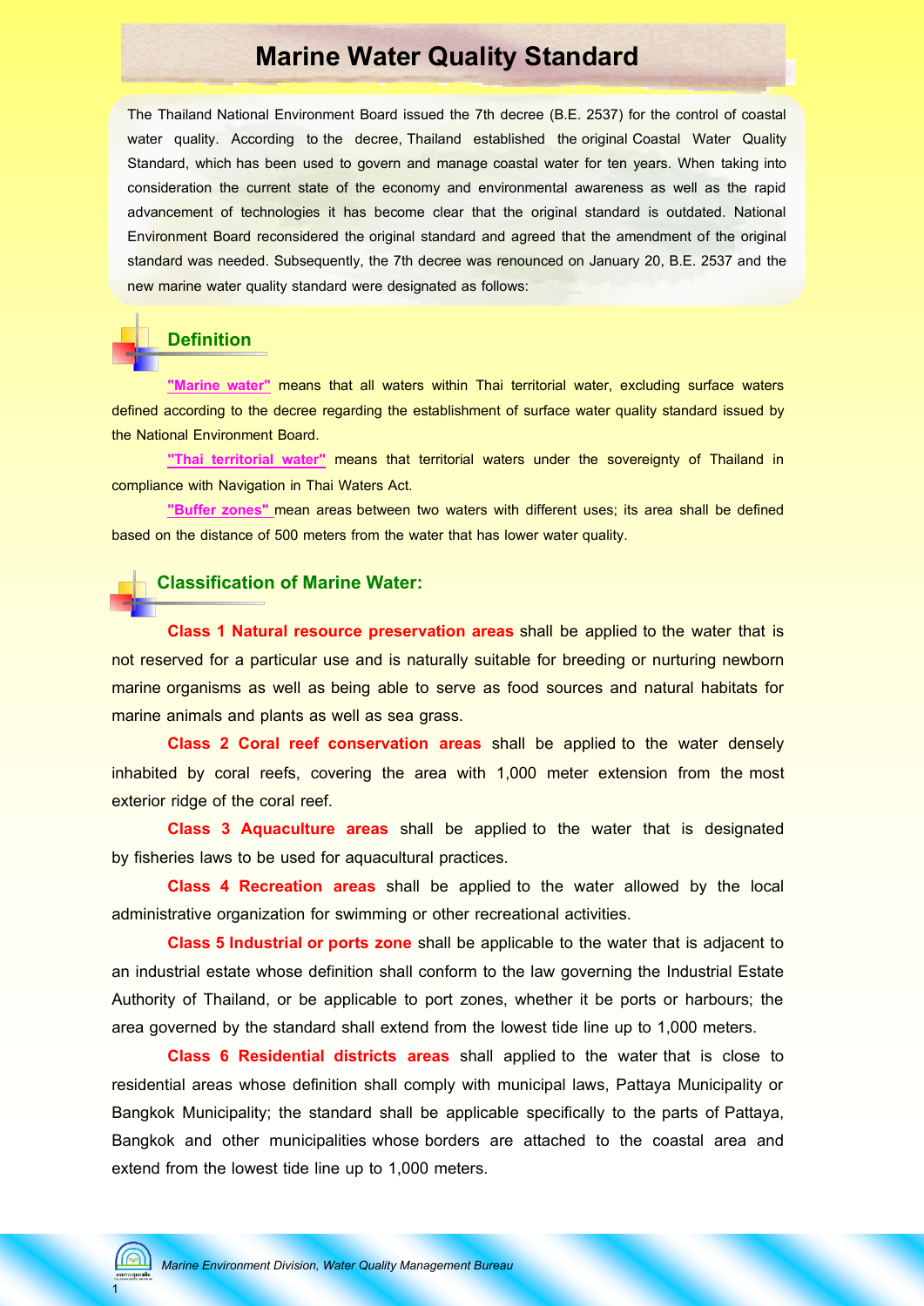# Marine Water Quality Standard

The Thailand National Environment Board issued the 7th decree (B.E. 2537) for the control of coastal water quality. According to the decree, Thailand established the original Coastal Water Quality Standard, which has been used to govern and manage coastal water for ten years. When taking into consideration the current state of the economy and environmental awareness as well as the rapid advancement of technologies it has become clear that the original standard is outdated. National Environment Board reconsidered the original standard and agreed that the amendment of the original standard was needed. Subsequently, the 7th decree was renounced on January 20, B.E. 2537 and the new marine water quality standard were designated as follows:

## Definition

**"Marine water"** means that all waters within Thai territorial water, excluding surface waters defined according to the decree regarding the establishment of surface water quality standard issued by the National Environment Board.

**"Thai territorial water"** means that territorial waters under the sovereignty of Thailand in compliance with Navigation in Thai Waters Act.

**"Buffer zones"** mean areas between two waters with different uses; its area shall be defined based on the distance of 500 meters from the water that has lower water quality.

## Classification of Marine Water:

**Class 1 Natural resource preservation areas** shall be applied to the water that is not reserved for a particular use and is naturally suitable for breeding or nurturing newborn marine organisms as well as being able to serve as food sources and natural habitats for marine animals and plants as well as sea grass.

**Class 2 Coral reef conservation areas** shall be applied to the water densely inhabited by coral reefs, covering the area with 1,000 meter extension from the most exterior ridge of the coral reef.

**Class 3 Aquaculture areas** shall be applied to the water that is designated by fisheries laws to be used for aquacultural practices.

**Class 4 Recreation areas** shall be applied to the water allowed by the local administrative organization for swimming or other recreational activities.

**Class 5 Industrial or ports zone** shall be applicable to the water that is adjacent to an industrial estate whose definition shall conform to the law governing the Industrial Estate Authority of Thailand, or be applicable to port zones, whether it be ports or harbours; the area governed by the standard shall extend from the lowest tide line up to 1,000 meters.

**Class 6 Residential districts areas** shall applied to the water that is close to residential areas whose definition shall comply with municipal laws, Pattaya Municipality or Bangkok Municipality; the standard shall be applicable specifically to the parts of Pattaya, Bangkok and other municipalities whose borders are attached to the coastal area and extend from the lowest tide line up to 1,000 meters.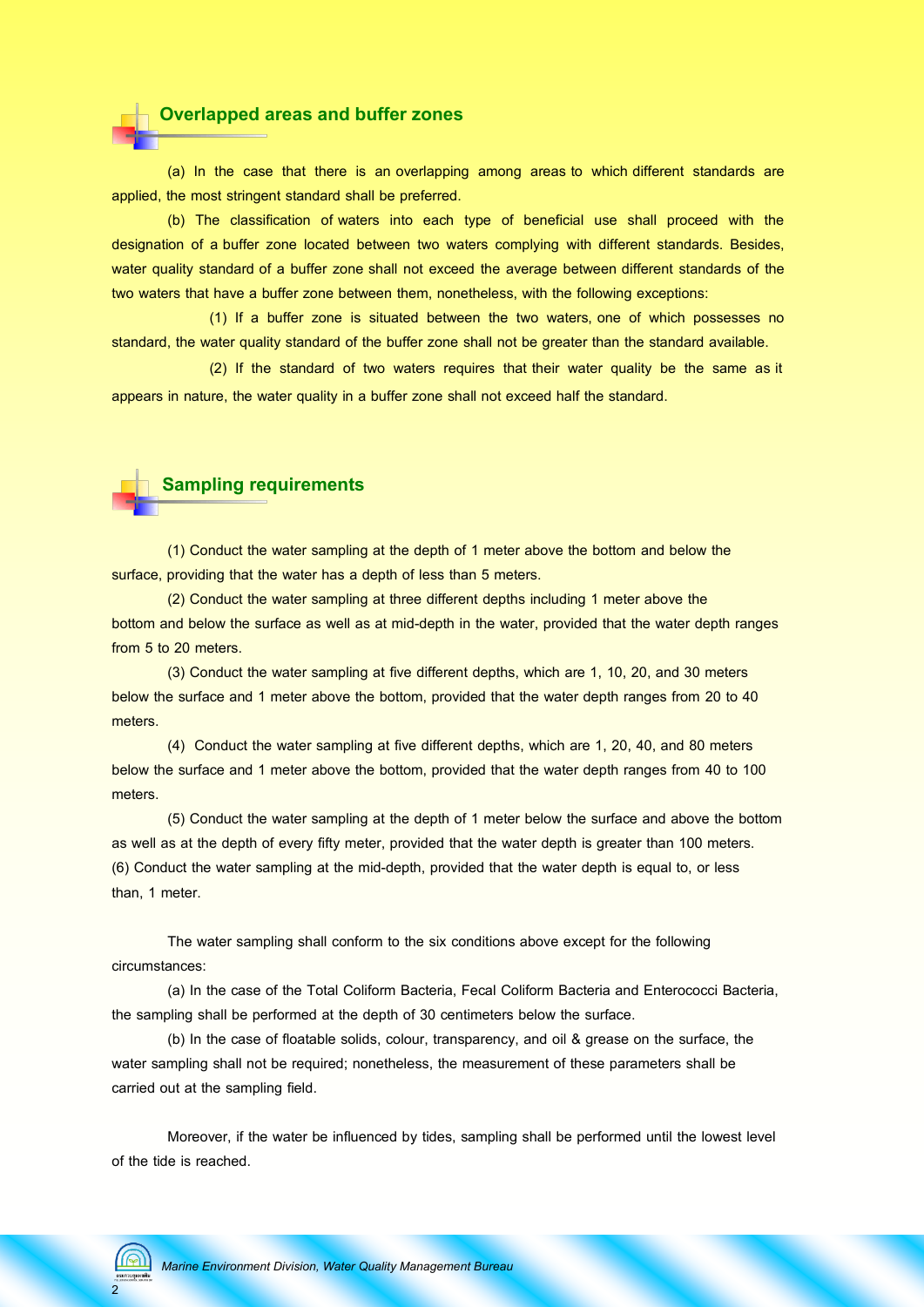## Overlapped areas and buffer zones

(a) In the case that there is an overlapping among areas to which different standards are applied, the most stringent standard shall be preferred.

(b) The classification of waters into each type of beneficial use shall proceed with the designation of a buffer zone located between two waters complying with different standards. Besides, water quality standard of a buffer zone shall not exceed the average between different standards of the two waters that have a buffer zone between them, nonetheless, with the following exceptions:

(1) If a buffer zone is situated between the two waters, one of which possesses no standard, the water quality standard of the buffer zone shall not be greater than the standard available.

(2) If the standard of two waters requires that their water quality be the same as it appears in nature, the water quality in a buffer zone shall not exceed half the standard.

## Sampling requirements

(1) Conduct the water sampling at the depth of 1 meter above the bottom and below the surface, providing that the water has a depth of less than 5 meters.

(2) Conduct the water sampling at three different depths including 1 meter above the bottom and below the surface as well as at mid-depth in the water, provided that the water depth ranges from 5 to 20 meters.

(3) Conduct the water sampling at five different depths, which are 1, 10, 20, and 30 meters below the surface and 1 meter above the bottom, provided that the water depth ranges from 20 to 40 meters.

(4) Conduct the water sampling at five different depths, which are 1, 20, 40, and 80 meters below the surface and 1 meter above the bottom, provided that the water depth ranges from 40 to 100 meters.

(5) Conduct the water sampling at the depth of 1 meter below the surface and above the bottom as well as at the depth of every fifty meter, provided that the water depth is greater than 100 meters.

(6) Conduct the water sampling at the mid-depth, provided that the water depth is equal to, or less than, 1 meter.

The water sampling shall conform to the six conditions above except for the following circumstances:

(a) In the case of the Total Coliform Bacteria, Fecal Coliform Bacteria and Enterococci Bacteria, the sampling shall be performed at the depth of 30 centimeters below the surface.

(b) In the case of floatable solids, colour, transparency, and oil & grease on the surface, the water sampling shall not be required; nonetheless, the measurement of these parameters shall be carried out at the sampling field.

Moreover, if the water be influenced by tides, sampling shall be performed until the lowest level of the tide is reached.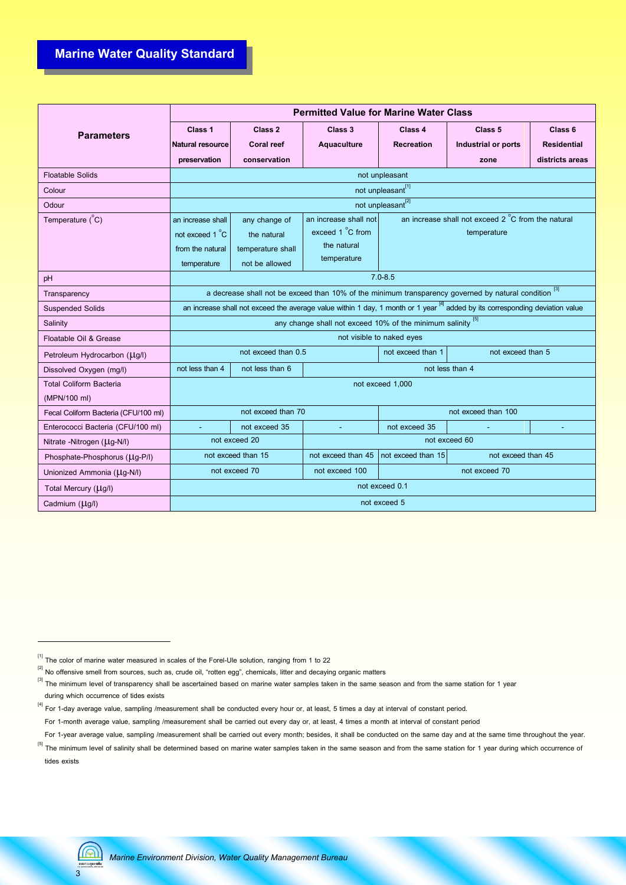# Marine Water Quality Standard

| Parameters | Permitted Value for Marine Water Class | | | | | |
|---|---|---|---|---|---|---|
| | Class 1 Natural resource preservation | Class 2 Coral reef conservation | Class 3 Aquaculture | Class 4 Recreation | Class 5 Industrial or ports zone | Class 6 Residential districts areas |
| Floatable Solids | not unpleasant | | | | | |
| Colour | not unpleasant[1] | | | | | |
| Odour | not unpleasant[2] | | | | | |
| Temperature (°C) | an increase shall not exceed 1 °C from the natural temperature | any change of the natural temperature shall not be allowed | an increase shall not exceed 1 °C from the natural temperature | an increase shall not exceed 2 °C from the natural temperature | | |
| pH | 7.0-8.5 | | | | | |
| Transparency | a decrease shall not be exceed than 10% of the minimum transparency governed by natural condition [3] | | | | | |
| Suspended Solids | an increase shall not exceed the average value within 1 day, 1 month or 1 year [4] added by its corresponding deviation value | | | | | |
| Salinity | any change shall not exceed 10% of the minimum salinity [5] | | | | | |
| Floatable Oil & Grease | not visible to naked eyes | | | | | |
| Petroleum Hydrocarbon (μg/l) | not exceed than 0.5 | | | not exceed than 1 | not exceed than 5 | |
| Dissolved Oxygen (mg/l) | not less than 4 | not less than 6 | not less than 4 | | | |
| Total Coliform Bacteria (MPN/100 ml) | not exceed 1,000 | | | | | |
| Fecal Coliform Bacteria (CFU/100 ml) | not exceed than 70 | | | not exceed than 100 | | |
| Enterococci Bacteria (CFU/100 ml) | - | not exceed 35 | - | not exceed 35 | - | - |
| Nitrate -Nitrogen (μg-N/l) | not exceed 20 | | not exceed 60 | | | |
| Phosphate-Phosphorus (μg-P/l) | not exceed than 15 | | not exceed than 45 | not exceed than 15 | not exceed than 45 | |
| Unionized Ammonia (μg-N/l) | not exceed 70 | | not exceed 100 | not exceed 70 | | |
| Total Mercury (μg/l) | not exceed 0.1 | | | | | |
| Cadmium (μg/l) | not exceed 5 | | | | | |

[1] The color of marine water measured in scales of the Forel-Ule solution, ranging from 1 to 22

[2] No offensive smell from sources, such as, crude oil, "rotten egg", chemicals, litter and decaying organic matters

[3] The minimum level of transparency shall be ascertained based on marine water samples taken in the same season and from the same station for 1 year during which occurrence of tides exists

[4] For 1-day average value, sampling /measurement shall be conducted every hour or, at least, 5 times a day at interval of constant period.
For 1-month average value, sampling /measurement shall be carried out every day or, at least, 4 times a month at interval of constant period
For 1-year average value, sampling /measurement shall be carried out every month; besides, it shall be conducted on the same day and at the same time throughout the year.

[5] The minimum level of salinity shall be determined based on marine water samples taken in the same season and from the same station for 1 year during which occurrence of tides exists

*Marine Environment Division, Water Quality Management Bureau*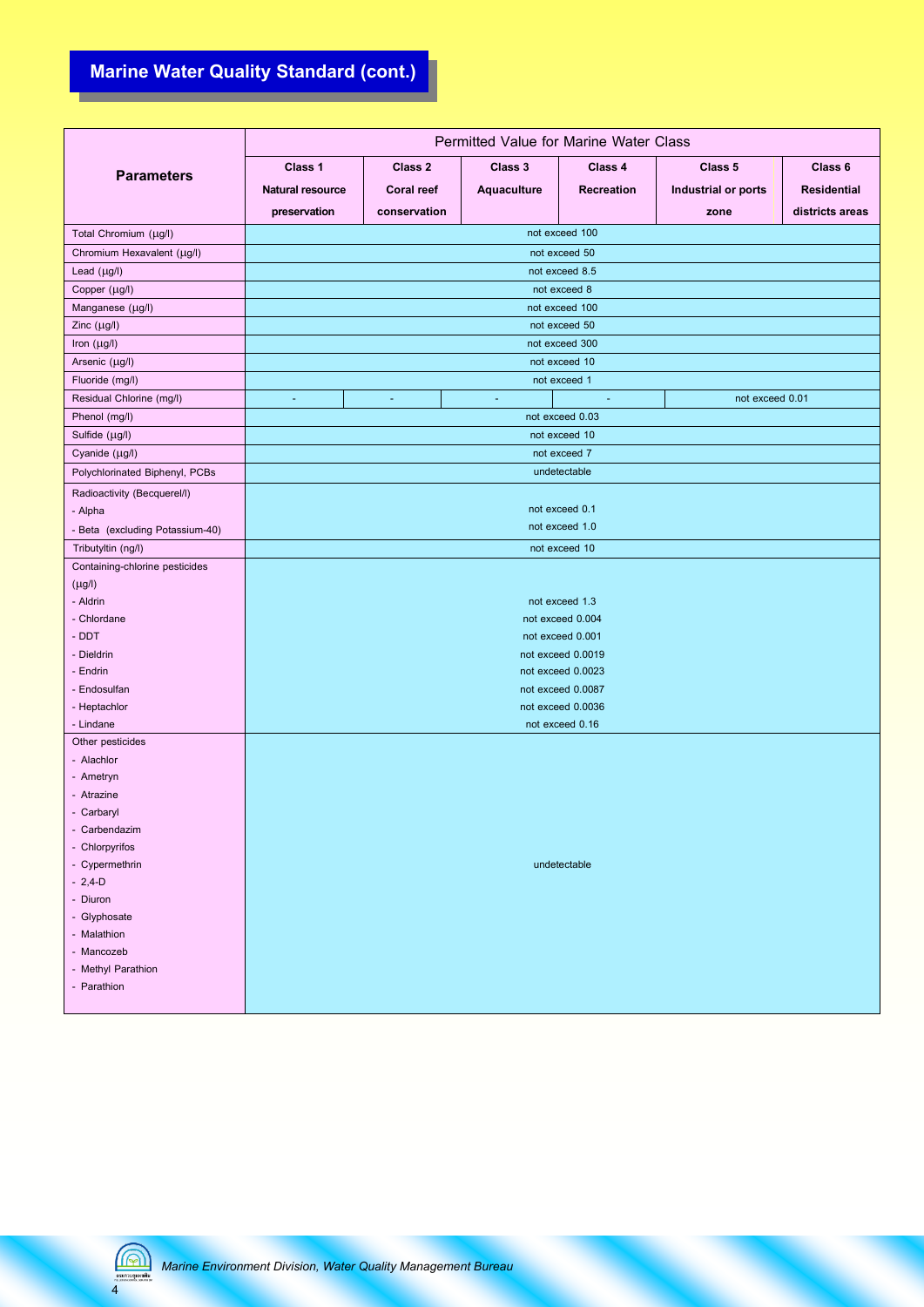## Marine Water Quality Standard (cont.)

| Parameters | Permitted Value for Marine Water Class | | | | | |
|---|---|---|---|---|---|---|
| | Class 1 Natural resource preservation | Class 2 Coral reef conservation | Class 3 Aquaculture | Class 4 Recreation | Class 5 Industrial or ports zone | Class 6 Residential districts areas |
| Total Chromium (μg/l) | not exceed 100 | | | | | |
| Chromium Hexavalent (μg/l) | not exceed 50 | | | | | |
| Lead (μg/l) | not exceed 8.5 | | | | | |
| Copper (μg/l) | not exceed 8 | | | | | |
| Manganese (μg/l) | not exceed 100 | | | | | |
| Zinc (μg/l) | not exceed 50 | | | | | |
| Iron (μg/l) | not exceed 300 | | | | | |
| Arsenic (μg/l) | not exceed 10 | | | | | |
| Fluoride (mg/l) | not exceed 1 | | | | | |
| Residual Chlorine (mg/l) | - | - | - | - | not exceed 0.01 | |
| Phenol (mg/l) | not exceed 0.03 | | | | | |
| Sulfide (μg/l) | not exceed 10 | | | | | |
| Cyanide (μg/l) | not exceed 7 | | | | | |
| Polychlorinated Biphenyl, PCBs | undetectable | | | | | |
| Radioactivity (Becquerel/l) | | | | | | |
| - Alpha | not exceed 0.1 | | | | | |
| - Beta (excluding Potassium-40) | not exceed 1.0 | | | | | |
| Tributyltin (ng/l) | not exceed 10 | | | | | |
| Containing-chlorine pesticides (μg/l) | | | | | | |
| - Aldrin | not exceed 1.3 | | | | | |
| - Chlordane | not exceed 0.004 | | | | | |
| - DDT | not exceed 0.001 | | | | | |
| - Dieldrin | not exceed 0.0019 | | | | | |
| - Endrin | not exceed 0.0023 | | | | | |
| - Endosulfan | not exceed 0.0087 | | | | | |
| - Heptachlor | not exceed 0.0036 | | | | | |
| - Lindane | not exceed 0.16 | | | | | |
| Other pesticides: - Alachlor, - Ametryn, - Atrazine, - Carbaryl, - Carbendazim, - Chlorpyrifos, - Cypermethrin, - 2,4-D, - Diuron, - Glyphosate, - Malathion, - Mancozeb, - Methyl Parathion, - Parathion | undetectable | | | | | |

*Marine Environment Division, Water Quality Management Bureau*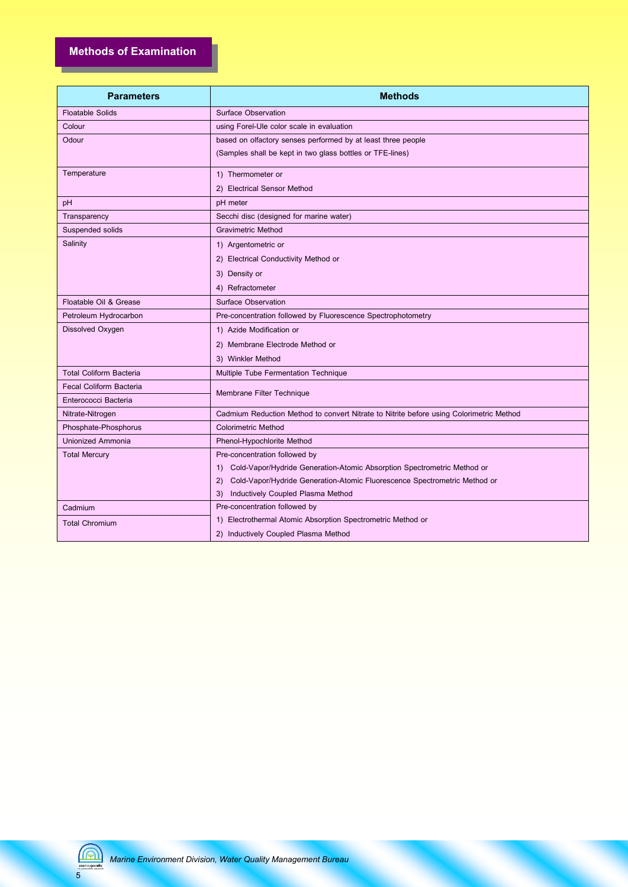## Methods of Examination

| Parameters | Methods |
|---|---|
| Floatable Solids | Surface Observation |
| Colour | using Forel-Ule color scale in evaluation |
| Odour | based on olfactory senses performed by at least three people<br>(Samples shall be kept in two glass bottles or TFE-lines) |
| Temperature | 1) Thermometer or<br>2) Electrical Sensor Method |
| pH | pH meter |
| Transparency | Secchi disc (designed for marine water) |
| Suspended solids | Gravimetric Method |
| Salinity | 1) Argentometric or<br>2) Electrical Conductivity Method or<br>3) Density or<br>4) Refractometer |
| Floatable Oil & Grease | Surface Observation |
| Petroleum Hydrocarbon | Pre-concentration followed by Fluorescence Spectrophotometry |
| Dissolved Oxygen | 1) Azide Modification or<br>2) Membrane Electrode Method or<br>3) Winkler Method |
| Total Coliform Bacteria | Multiple Tube Fermentation Technique |
| Fecal Coliform Bacteria | Membrane Filter Technique |
| Enterococci Bacteria | Membrane Filter Technique |
| Nitrate-Nitrogen | Cadmium Reduction Method to convert Nitrate to Nitrite before using Colorimetric Method |
| Phosphate-Phosphorus | Colorimetric Method |
| Unionized Ammonia | Phenol-Hypochlorite Method |
| Total Mercury | Pre-concentration followed by<br>1) Cold-Vapor/Hydride Generation-Atomic Absorption Spectrometric Method or<br>2) Cold-Vapor/Hydride Generation-Atomic Fluorescence Spectrometric Method or<br>3) Inductively Coupled Plasma Method |
| Cadmium | Pre-concentration followed by<br>1) Electrothermal Atomic Absorption Spectrometric Method or<br>2) Inductively Coupled Plasma Method |
| Total Chromium | Pre-concentration followed by<br>1) Electrothermal Atomic Absorption Spectrometric Method or<br>2) Inductively Coupled Plasma Method |

*Marine Environment Division, Water Quality Management Bureau*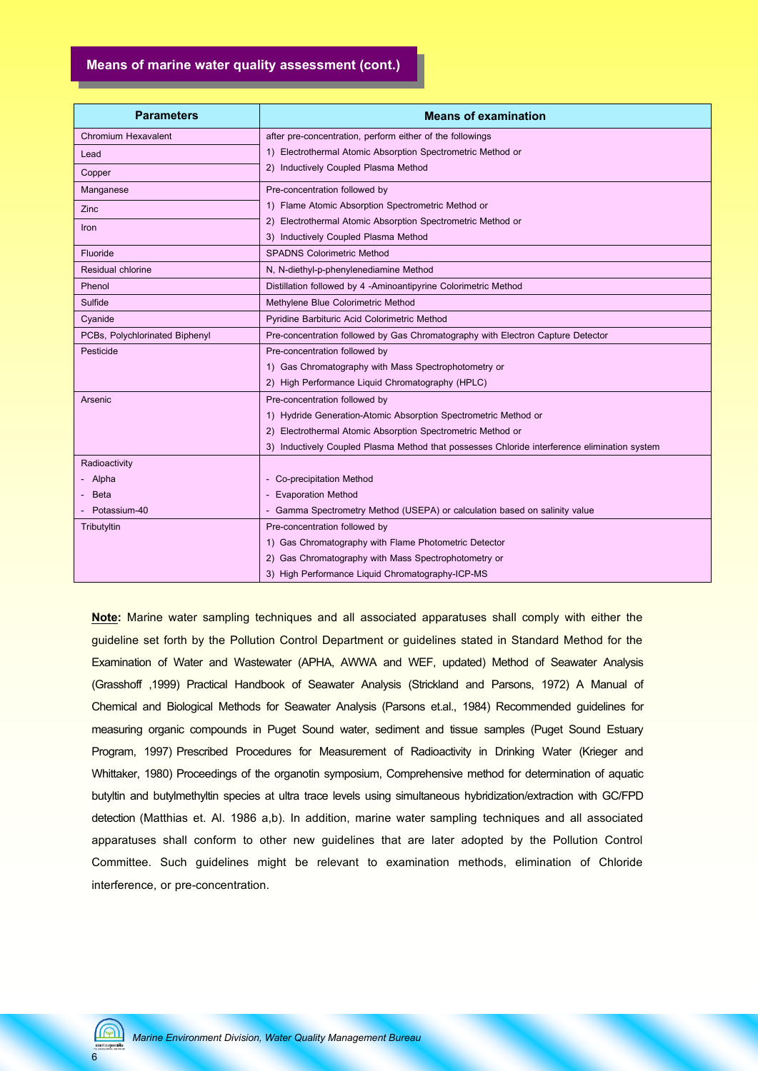## Means of marine water quality assessment (cont.)

| Parameters | Means of examination |
|---|---|
| Chromium Hexavalent<br>Lead<br>Copper | after pre-concentration, perform either of the followings<br>1) Electrothermal Atomic Absorption Spectrometric Method or<br>2) Inductively Coupled Plasma Method |
| Manganese<br>Zinc<br>Iron | Pre-concentration followed by<br>1) Flame Atomic Absorption Spectrometric Method or<br>2) Electrothermal Atomic Absorption Spectrometric Method or<br>3) Inductively Coupled Plasma Method |
| Fluoride | SPADNS Colorimetric Method |
| Residual chlorine | N, N-diethyl-p-phenylenediamine Method |
| Phenol | Distillation followed by 4 -Aminoantipyrine Colorimetric Method |
| Sulfide | Methylene Blue Colorimetric Method |
| Cyanide | Pyridine Barbituric Acid Colorimetric Method |
| PCBs, Polychlorinated Biphenyl | Pre-concentration followed by Gas Chromatography with Electron Capture Detector |
| Pesticide | Pre-concentration followed by<br>1) Gas Chromatography with Mass Spectrophotometry or<br>2) High Performance Liquid Chromatography (HPLC) |
| Arsenic | Pre-concentration followed by<br>1) Hydride Generation-Atomic Absorption Spectrometric Method or<br>2) Electrothermal Atomic Absorption Spectrometric Method or<br>3) Inductively Coupled Plasma Method that possesses Chloride interference elimination system |
| Radioactivity<br>- Alpha<br>- Beta<br>- Potassium-40 | <br>- Co-precipitation Method<br>- Evaporation Method<br>- Gamma Spectrometry Method (USEPA) or calculation based on salinity value |
| Tributyltin | Pre-concentration followed by<br>1) Gas Chromatography with Flame Photometric Detector<br>2) Gas Chromatography with Mass Spectrophotometry or<br>3) High Performance Liquid Chromatography-ICP-MS |

**Note:** Marine water sampling techniques and all associated apparatuses shall comply with either the guideline set forth by the Pollution Control Department or guidelines stated in Standard Method for the Examination of Water and Wastewater (APHA, AWWA and WEF, updated) Method of Seawater Analysis (Grasshoff ,1999) Practical Handbook of Seawater Analysis (Strickland and Parsons, 1972) A Manual of Chemical and Biological Methods for Seawater Analysis (Parsons et.al., 1984) Recommended guidelines for measuring organic compounds in Puget Sound water, sediment and tissue samples (Puget Sound Estuary Program, 1997) Prescribed Procedures for Measurement of Radioactivity in Drinking Water (Krieger and Whittaker, 1980) Proceedings of the organotin symposium, Comprehensive method for determination of aquatic butyltin and butylmethyltin species at ultra trace levels using simultaneous hybridization/extraction with GC/FPD detection (Matthias et. Al. 1986 a,b). In addition, marine water sampling techniques and all associated apparatuses shall conform to other new guidelines that are later adopted by the Pollution Control Committee. Such guidelines might be relevant to examination methods, elimination of Chloride interference, or pre-concentration.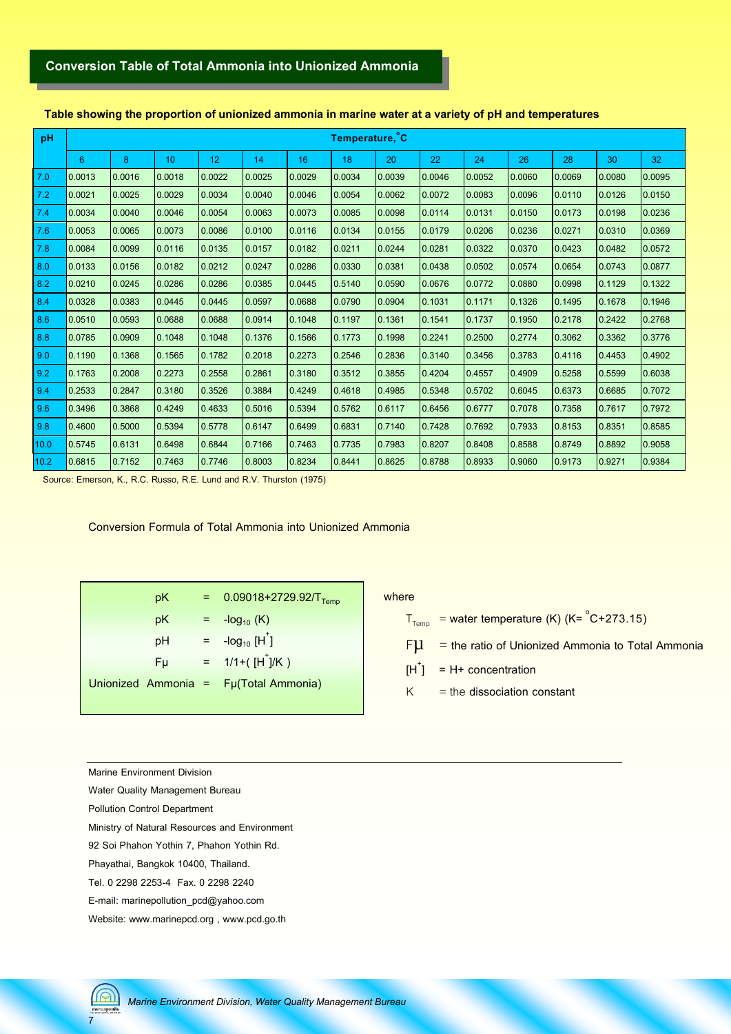## Conversion Table of Total Ammonia into Unionized Ammonia

**Table showing the proportion of unionized ammonia in marine water at a variety of pH and temperatures**

| pH | Temperature, °C | | | | | | | | | | | | | |
|---|---|---|---|---|---|---|---|---|---|---|---|---|---|---|
| | 6 | 8 | 10 | 12 | 14 | 16 | 18 | 20 | 22 | 24 | 26 | 28 | 30 | 32 |
| 7.0 | 0.0013 | 0.0016 | 0.0018 | 0.0022 | 0.0025 | 0.0029 | 0.0034 | 0.0039 | 0.0046 | 0.0052 | 0.0060 | 0.0069 | 0.0080 | 0.0095 |
| 7.2 | 0.0021 | 0.0025 | 0.0029 | 0.0034 | 0.0040 | 0.0046 | 0.0054 | 0.0062 | 0.0072 | 0.0083 | 0.0096 | 0.0110 | 0.0126 | 0.0150 |
| 7.4 | 0.0034 | 0.0040 | 0.0046 | 0.0054 | 0.0063 | 0.0073 | 0.0085 | 0.0098 | 0.0114 | 0.0131 | 0.0150 | 0.0173 | 0.0198 | 0.0236 |
| 7.6 | 0.0053 | 0.0065 | 0.0073 | 0.0086 | 0.0100 | 0.0116 | 0.0134 | 0.0155 | 0.0179 | 0.0206 | 0.0236 | 0.0271 | 0.0310 | 0.0369 |
| 7.8 | 0.0084 | 0.0099 | 0.0116 | 0.0135 | 0.0157 | 0.0182 | 0.0211 | 0.0244 | 0.0281 | 0.0322 | 0.0370 | 0.0423 | 0.0482 | 0.0572 |
| 8.0 | 0.0133 | 0.0156 | 0.0182 | 0.0212 | 0.0247 | 0.0286 | 0.0330 | 0.0381 | 0.0438 | 0.0502 | 0.0574 | 0.0654 | 0.0743 | 0.0877 |
| 8.2 | 0.0210 | 0.0245 | 0.0286 | 0.0286 | 0.0385 | 0.0445 | 0.5140 | 0.0590 | 0.0676 | 0.0772 | 0.0880 | 0.0998 | 0.1129 | 0.1322 |
| 8.4 | 0.0328 | 0.0383 | 0.0445 | 0.0445 | 0.0597 | 0.0688 | 0.0790 | 0.0904 | 0.1031 | 0.1171 | 0.1326 | 0.1495 | 0.1678 | 0.1946 |
| 8.6 | 0.0510 | 0.0593 | 0.0688 | 0.0688 | 0.0914 | 0.1048 | 0.1197 | 0.1361 | 0.1541 | 0.1737 | 0.1950 | 0.2178 | 0.2422 | 0.2768 |
| 8.8 | 0.0785 | 0.0909 | 0.1048 | 0.1048 | 0.1376 | 0.1566 | 0.1773 | 0.1998 | 0.2241 | 0.2500 | 0.2774 | 0.3062 | 0.3362 | 0.3776 |
| 9.0 | 0.1190 | 0.1368 | 0.1565 | 0.1782 | 0.2018 | 0.2273 | 0.2546 | 0.2836 | 0.3140 | 0.3456 | 0.3783 | 0.4116 | 0.4453 | 0.4902 |
| 9.2 | 0.1763 | 0.2008 | 0.2273 | 0.2558 | 0.2861 | 0.3180 | 0.3512 | 0.3855 | 0.4204 | 0.4557 | 0.4909 | 0.5258 | 0.5599 | 0.6038 |
| 9.4 | 0.2533 | 0.2847 | 0.3180 | 0.3526 | 0.3884 | 0.4249 | 0.4618 | 0.4985 | 0.5348 | 0.5702 | 0.6045 | 0.6373 | 0.6685 | 0.7072 |
| 9.6 | 0.3496 | 0.3868 | 0.4249 | 0.4633 | 0.5016 | 0.5394 | 0.5762 | 0.6117 | 0.6456 | 0.6777 | 0.7078 | 0.7358 | 0.7617 | 0.7972 |
| 9.8 | 0.4600 | 0.5000 | 0.5394 | 0.5778 | 0.6147 | 0.6499 | 0.6831 | 0.7140 | 0.7428 | 0.7692 | 0.7933 | 0.8153 | 0.8351 | 0.8585 |
| 10.0 | 0.5745 | 0.6131 | 0.6498 | 0.6844 | 0.7166 | 0.7463 | 0.7735 | 0.7983 | 0.8207 | 0.8408 | 0.8588 | 0.8749 | 0.8892 | 0.9058 |
| 10.2 | 0.6815 | 0.7152 | 0.7463 | 0.7746 | 0.8003 | 0.8234 | 0.8441 | 0.8625 | 0.8788 | 0.8933 | 0.9060 | 0.9173 | 0.9271 | 0.9384 |

Source: Emerson, K., R.C. Russo, R.E. Lund and R.V. Thurston (1975)

Conversion Formula of Total Ammonia into Unionized Ammonia

$$pK = 0.09018 + 2729.92/T_{Temp}$$

$$pK = -\log_{10}(K)$$

$$pH = -\log_{10}[H^+]$$

$$F\mu = 1/1+([H^+]/K)$$

$$\text{Unionized Ammonia} = F\mu(\text{Total Ammonia})$$

where

- $T_{Temp}$ = water temperature (K) (K= °C+273.15)
- $F\mu$ = the ratio of Unionized Ammonia to Total Ammonia
- $[H^+]$ = H+ concentration
- $K$ = the dissociation constant

Marine Environment Division
Water Quality Management Bureau
Pollution Control Department
Ministry of Natural Resources and Environment
92 Soi Phahon Yothin 7, Phahon Yothin Rd.
Phayathai, Bangkok 10400, Thailand.
Tel. 0 2298 2253-4 Fax. 0 2298 2240
E-mail: marinepollution_pcd@yahoo.com
Website: www.marinepcd.org , www.pcd.go.th